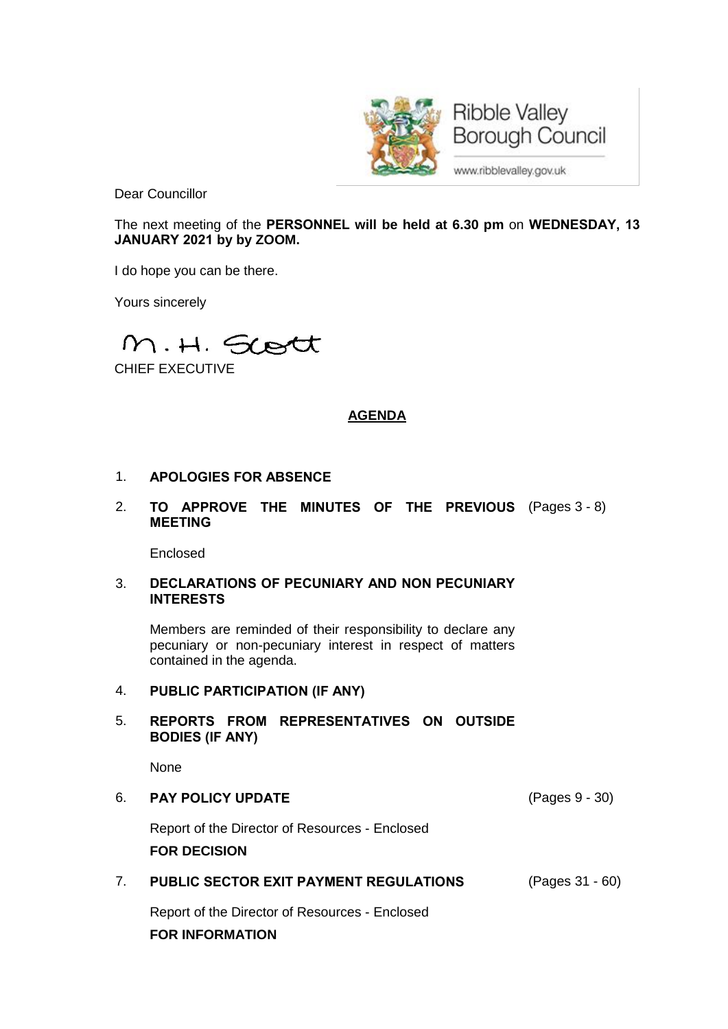Ribble Valley Borough Council

www.ribblevalley.gov.uk

Dear Councillor

The next meeting of the **PERSONNEL will be held at 6.30 pm** on **WEDNESDAY, 13 JANUARY 2021 by by ZOOM.**

I do hope you can be there.

Yours sincerely

M. H. Scott

CHIEF EXECUTIVE

## AGENDA

1. **APOLOGIES FOR ABSENCE**

2. **TO APPROVE THE MINUTES OF THE PREVIOUS MEETING** (Pages 3 - 8)

   Enclosed

3. **DECLARATIONS OF PECUNIARY AND NON PECUNIARY INTERESTS**

   Members are reminded of their responsibility to declare any pecuniary or non-pecuniary interest in respect of matters contained in the agenda.

4. **PUBLIC PARTICIPATION (IF ANY)**

5. **REPORTS FROM REPRESENTATIVES ON OUTSIDE BODIES (IF ANY)**

   None

6. **PAY POLICY UPDATE** (Pages 9 - 30)

   Report of the Director of Resources - Enclosed

   **FOR DECISION**

7. **PUBLIC SECTOR EXIT PAYMENT REGULATIONS** (Pages 31 - 60)

   Report of the Director of Resources - Enclosed

   **FOR INFORMATION**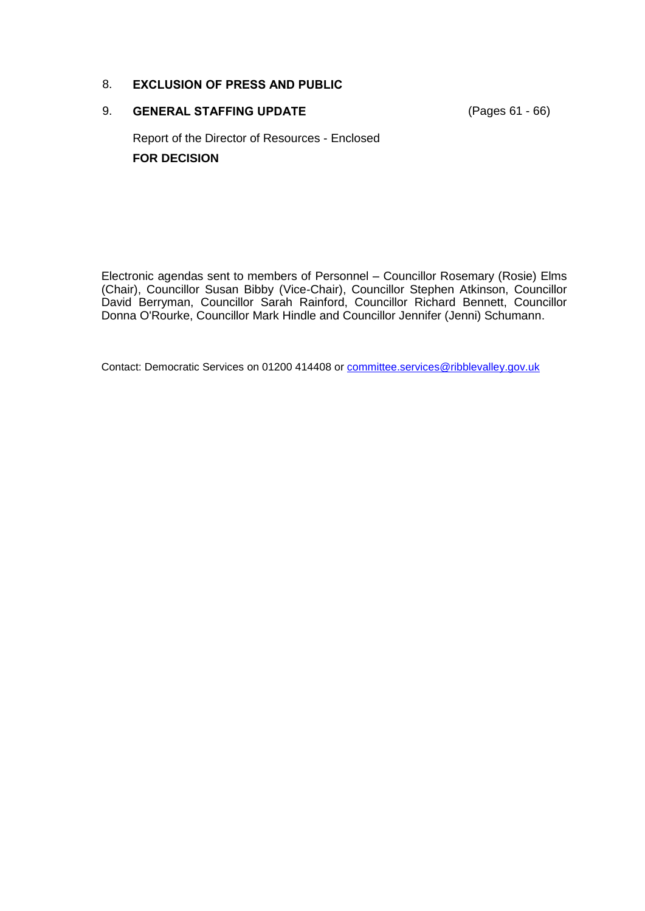8. **EXCLUSION OF PRESS AND PUBLIC**

9. **GENERAL STAFFING UPDATE** (Pages 61 - 66)

   Report of the Director of Resources - Enclosed

   **FOR DECISION**

Electronic agendas sent to members of Personnel – Councillor Rosemary (Rosie) Elms (Chair), Councillor Susan Bibby (Vice-Chair), Councillor Stephen Atkinson, Councillor David Berryman, Councillor Sarah Rainford, Councillor Richard Bennett, Councillor Donna O'Rourke, Councillor Mark Hindle and Councillor Jennifer (Jenni) Schumann.

Contact: Democratic Services on 01200 414408 or [committee.services@ribblevalley.gov.uk](mailto:committee.services@ribblevalley.gov.uk)